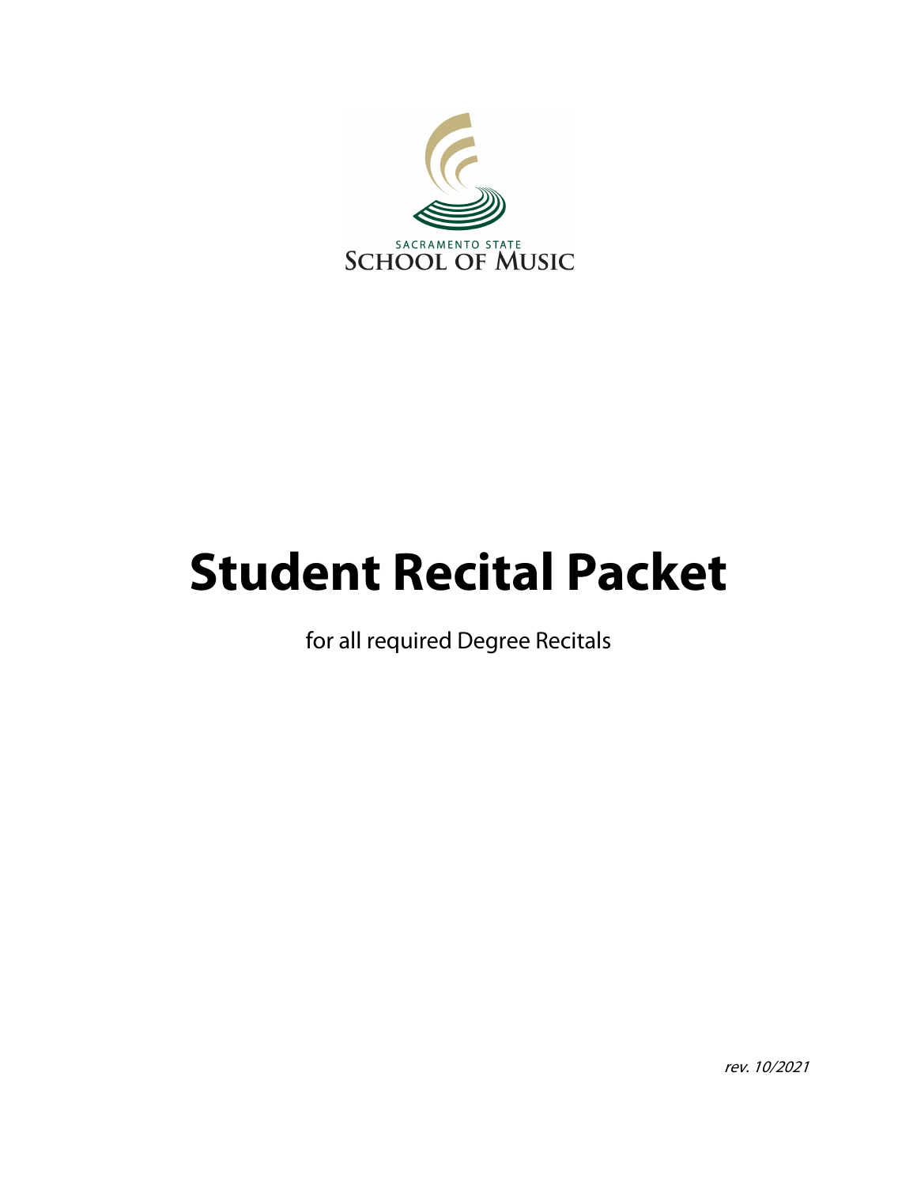SACRAMENTO STATE
SCHOOL OF MUSIC

# Student Recital Packet

for all required Degree Recitals

*rev. 10/2021*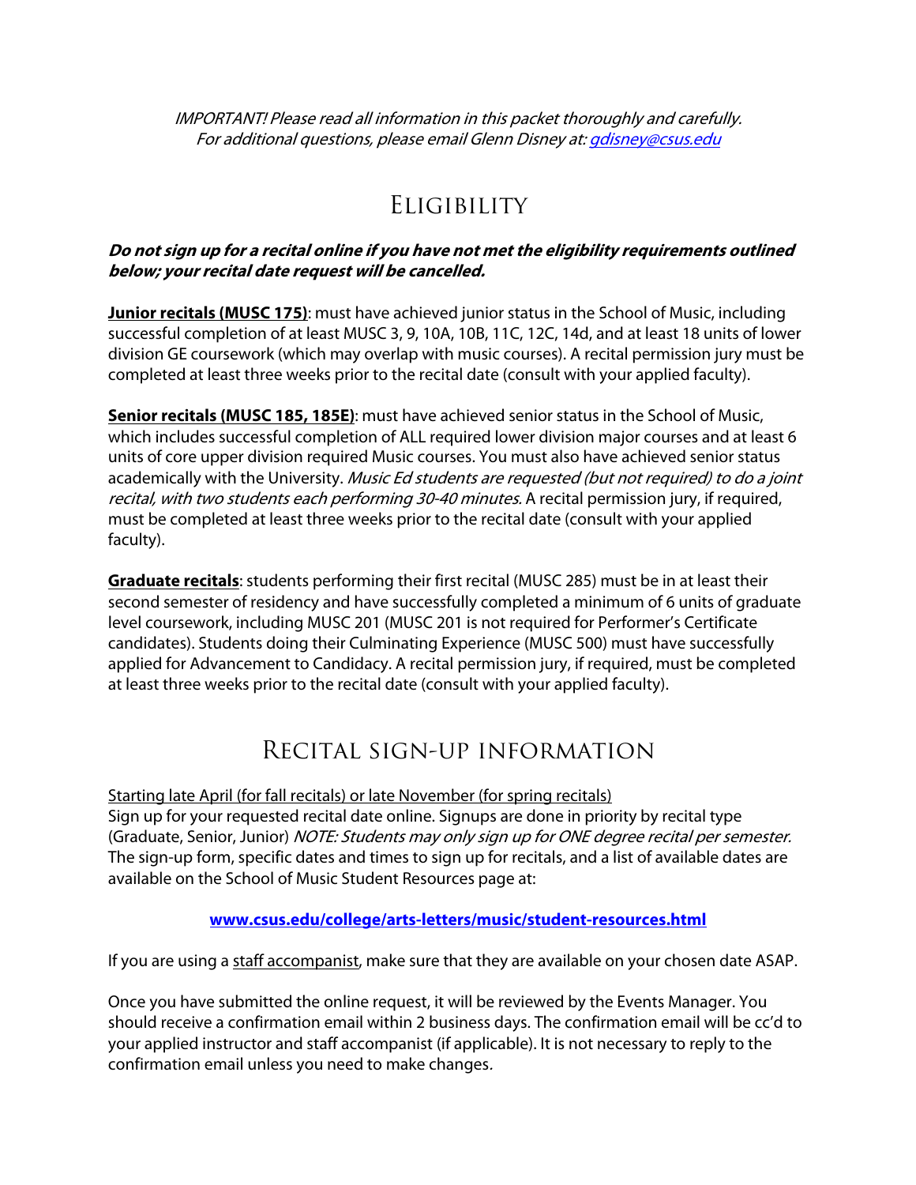*IMPORTANT! Please read all information in this packet thoroughly and carefully. For additional questions, please email Glenn Disney at: [gdisney@csus.edu](mailto:gdisney@csus.edu)*

## Eligibility

***Do not sign up for a recital online if you have not met the eligibility requirements outlined below; your recital date request will be cancelled.***

**Junior recitals (MUSC 175)**: must have achieved junior status in the School of Music, including successful completion of at least MUSC 3, 9, 10A, 10B, 11C, 12C, 14d, and at least 18 units of lower division GE coursework (which may overlap with music courses). A recital permission jury must be completed at least three weeks prior to the recital date (consult with your applied faculty).

**Senior recitals (MUSC 185, 185E)**: must have achieved senior status in the School of Music, which includes successful completion of ALL required lower division major courses and at least 6 units of core upper division required Music courses. You must also have achieved senior status academically with the University. *Music Ed students are requested (but not required) to do a joint recital, with two students each performing 30-40 minutes.* A recital permission jury, if required, must be completed at least three weeks prior to the recital date (consult with your applied faculty).

**Graduate recitals**: students performing their first recital (MUSC 285) must be in at least their second semester of residency and have successfully completed a minimum of 6 units of graduate level coursework, including MUSC 201 (MUSC 201 is not required for Performer's Certificate candidates). Students doing their Culminating Experience (MUSC 500) must have successfully applied for Advancement to Candidacy. A recital permission jury, if required, must be completed at least three weeks prior to the recital date (consult with your applied faculty).

## Recital sign-up information

Starting late April (for fall recitals) or late November (for spring recitals)
Sign up for your requested recital date online. Signups are done in priority by recital type (Graduate, Senior, Junior) *NOTE: Students may only sign up for ONE degree recital per semester.* The sign-up form, specific dates and times to sign up for recitals, and a list of available dates are available on the School of Music Student Resources page at:

**[www.csus.edu/college/arts-letters/music/student-resources.html](http://www.csus.edu/college/arts-letters/music/student-resources.html)**

If you are using a staff accompanist, make sure that they are available on your chosen date ASAP.

Once you have submitted the online request, it will be reviewed by the Events Manager. You should receive a confirmation email within 2 business days. The confirmation email will be cc'd to your applied instructor and staff accompanist (if applicable). It is not necessary to reply to the confirmation email unless you need to make changes.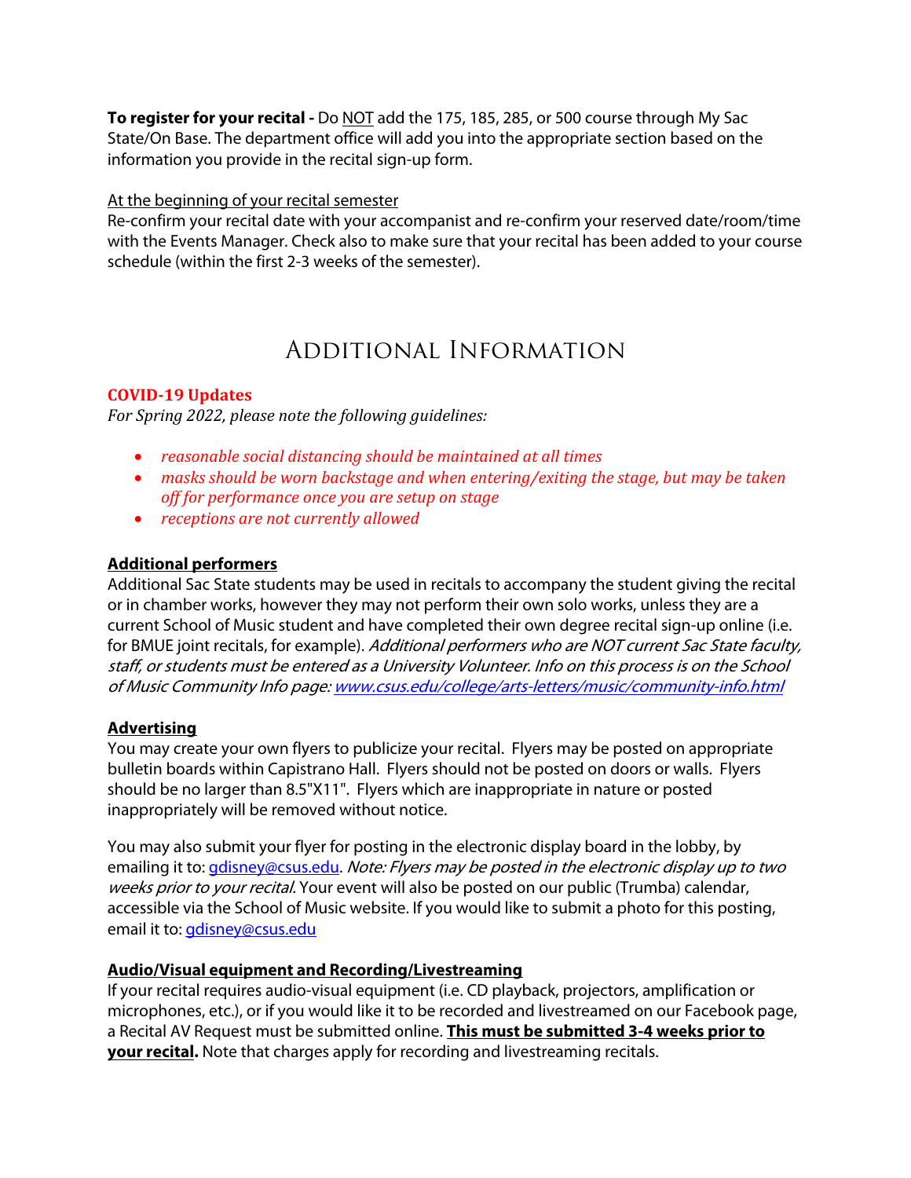**To register for your recital -** Do <u>NOT</u> add the 175, 185, 285, or 500 course through My Sac State/On Base. The department office will add you into the appropriate section based on the information you provide in the recital sign-up form.

<u>At the beginning of your recital semester</u>

Re-confirm your recital date with your accompanist and re-confirm your reserved date/room/time with the Events Manager. Check also to make sure that your recital has been added to your course schedule (within the first 2-3 weeks of the semester).

# Additional Information

**COVID-19 Updates**

*For Spring 2022, please note the following guidelines:*

- *reasonable social distancing should be maintained at all times*
- *masks should be worn backstage and when entering/exiting the stage, but may be taken off for performance once you are setup on stage*
- *receptions are not currently allowed*

**<u>Additional performers</u>**

Additional Sac State students may be used in recitals to accompany the student giving the recital or in chamber works, however they may not perform their own solo works, unless they are a current School of Music student and have completed their own degree recital sign-up online (i.e. for BMUE joint recitals, for example). *Additional performers who are NOT current Sac State faculty, staff, or students must be entered as a University Volunteer. Info on this process is on the School of Music Community Info page: www.csus.edu/college/arts-letters/music/community-info.html*

**<u>Advertising</u>**

You may create your own flyers to publicize your recital. Flyers may be posted on appropriate bulletin boards within Capistrano Hall. Flyers should not be posted on doors or walls. Flyers should be no larger than 8.5"X11". Flyers which are inappropriate in nature or posted inappropriately will be removed without notice.

You may also submit your flyer for posting in the electronic display board in the lobby, by emailing it to: gdisney@csus.edu. *Note: Flyers may be posted in the electronic display up to two weeks prior to your recital.* Your event will also be posted on our public (Trumba) calendar, accessible via the School of Music website. If you would like to submit a photo for this posting, email it to: gdisney@csus.edu

**<u>Audio/Visual equipment and Recording/Livestreaming</u>**

If your recital requires audio-visual equipment (i.e. CD playback, projectors, amplification or microphones, etc.), or if you would like it to be recorded and livestreamed on our Facebook page, a Recital AV Request must be submitted online. **<u>This must be submitted 3-4 weeks prior to your recital</u>.** Note that charges apply for recording and livestreaming recitals.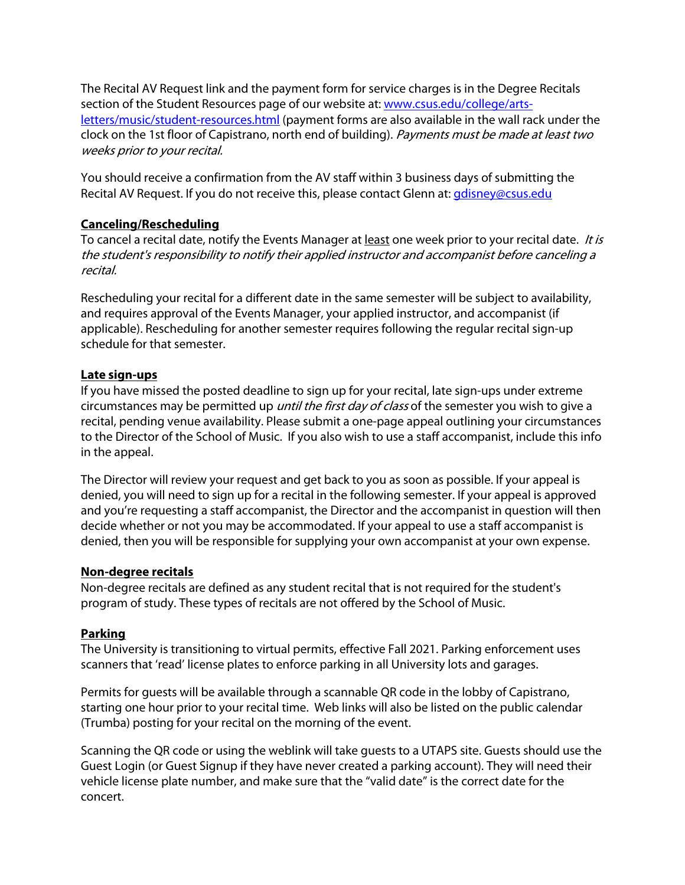The Recital AV Request link and the payment form for service charges is in the Degree Recitals section of the Student Resources page of our website at: [www.csus.edu/college/arts-letters/music/student-resources.html](www.csus.edu/college/arts-letters/music/student-resources.html) (payment forms are also available in the wall rack under the clock on the 1st floor of Capistrano, north end of building). *Payments must be made at least two weeks prior to your recital.*

You should receive a confirmation from the AV staff within 3 business days of submitting the Recital AV Request. If you do not receive this, please contact Glenn at: [gdisney@csus.edu](mailto:gdisney@csus.edu)

**Canceling/Rescheduling**

To cancel a recital date, notify the Events Manager at <u>least</u> one week prior to your recital date. *It is the student's responsibility to notify their applied instructor and accompanist before canceling a recital.*

Rescheduling your recital for a different date in the same semester will be subject to availability, and requires approval of the Events Manager, your applied instructor, and accompanist (if applicable). Rescheduling for another semester requires following the regular recital sign-up schedule for that semester.

**Late sign-ups**

If you have missed the posted deadline to sign up for your recital, late sign-ups under extreme circumstances may be permitted up *until the first day of class* of the semester you wish to give a recital, pending venue availability. Please submit a one-page appeal outlining your circumstances to the Director of the School of Music. If you also wish to use a staff accompanist, include this info in the appeal.

The Director will review your request and get back to you as soon as possible. If your appeal is denied, you will need to sign up for a recital in the following semester. If your appeal is approved and you're requesting a staff accompanist, the Director and the accompanist in question will then decide whether or not you may be accommodated. If your appeal to use a staff accompanist is denied, then you will be responsible for supplying your own accompanist at your own expense.

**Non-degree recitals**

Non-degree recitals are defined as any student recital that is not required for the student's program of study. These types of recitals are not offered by the School of Music.

**Parking**

The University is transitioning to virtual permits, effective Fall 2021. Parking enforcement uses scanners that 'read' license plates to enforce parking in all University lots and garages.

Permits for guests will be available through a scannable QR code in the lobby of Capistrano, starting one hour prior to your recital time. Web links will also be listed on the public calendar (Trumba) posting for your recital on the morning of the event.

Scanning the QR code or using the weblink will take guests to a UTAPS site. Guests should use the Guest Login (or Guest Signup if they have never created a parking account). They will need their vehicle license plate number, and make sure that the "valid date" is the correct date for the concert.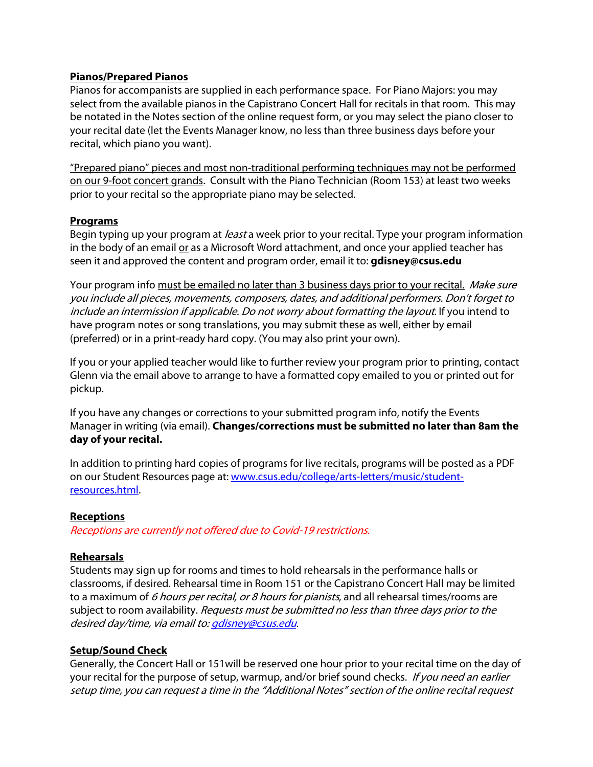**Pianos/Prepared Pianos**

Pianos for accompanists are supplied in each performance space. For Piano Majors: you may select from the available pianos in the Capistrano Concert Hall for recitals in that room. This may be notated in the Notes section of the online request form, or you may select the piano closer to your recital date (let the Events Manager know, no less than three business days before your recital, which piano you want).

"Prepared piano" pieces and most non-traditional performing techniques may not be performed on our 9-foot concert grands. Consult with the Piano Technician (Room 153) at least two weeks prior to your recital so the appropriate piano may be selected.

**Programs**

Begin typing up your program at *least* a week prior to your recital. Type your program information in the body of an email or as a Microsoft Word attachment, and once your applied teacher has seen it and approved the content and program order, email it to: **gdisney@csus.edu**

Your program info must be emailed no later than 3 business days prior to your recital. *Make sure you include all pieces, movements, composers, dates, and additional performers. Don't forget to include an intermission if applicable. Do not worry about formatting the layout.* If you intend to have program notes or song translations, you may submit these as well, either by email (preferred) or in a print-ready hard copy. (You may also print your own).

If you or your applied teacher would like to further review your program prior to printing, contact Glenn via the email above to arrange to have a formatted copy emailed to you or printed out for pickup.

If you have any changes or corrections to your submitted program info, notify the Events Manager in writing (via email). **Changes/corrections must be submitted no later than 8am the day of your recital.**

In addition to printing hard copies of programs for live recitals, programs will be posted as a PDF on our Student Resources page at: [www.csus.edu/college/arts-letters/music/student-resources.html](www.csus.edu/college/arts-letters/music/student-resources.html).

**Receptions**

*Receptions are currently not offered due to Covid-19 restrictions.*

**Rehearsals**

Students may sign up for rooms and times to hold rehearsals in the performance halls or classrooms, if desired. Rehearsal time in Room 151 or the Capistrano Concert Hall may be limited to a maximum of *6 hours per recital, or 8 hours for pianists*, and all rehearsal times/rooms are subject to room availability. *Requests must be submitted no less than three days prior to the desired day/time, via email to: [gdisney@csus.edu](mailto:gdisney@csus.edu).*

**Setup/Sound Check**

Generally, the Concert Hall or 151will be reserved one hour prior to your recital time on the day of your recital for the purpose of setup, warmup, and/or brief sound checks. *If you need an earlier setup time, you can request a time in the "Additional Notes" section of the online recital request*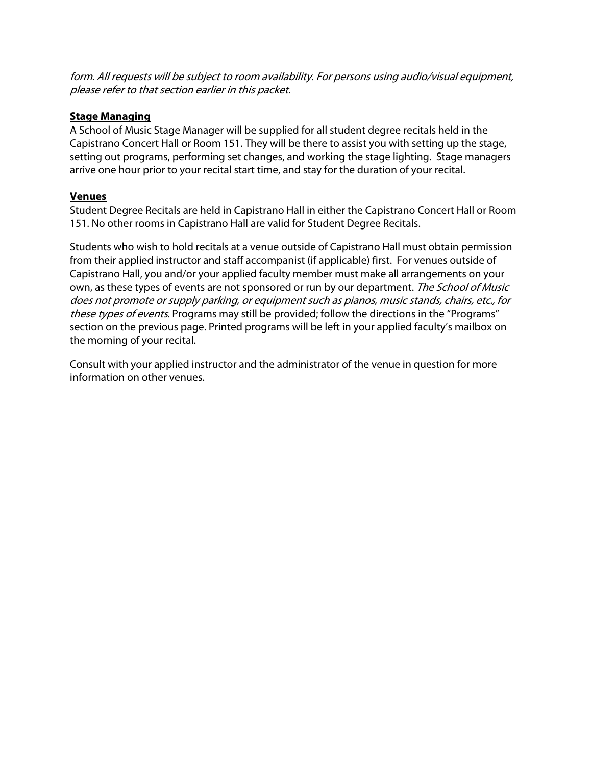*form. All requests will be subject to room availability. For persons using audio/visual equipment, please refer to that section earlier in this packet.*

**Stage Managing**

A School of Music Stage Manager will be supplied for all student degree recitals held in the Capistrano Concert Hall or Room 151. They will be there to assist you with setting up the stage, setting out programs, performing set changes, and working the stage lighting. Stage managers arrive one hour prior to your recital start time, and stay for the duration of your recital.

**Venues**

Student Degree Recitals are held in Capistrano Hall in either the Capistrano Concert Hall or Room 151. No other rooms in Capistrano Hall are valid for Student Degree Recitals.

Students who wish to hold recitals at a venue outside of Capistrano Hall must obtain permission from their applied instructor and staff accompanist (if applicable) first. For venues outside of Capistrano Hall, you and/or your applied faculty member must make all arrangements on your own, as these types of events are not sponsored or run by our department. *The School of Music does not promote or supply parking, or equipment such as pianos, music stands, chairs, etc., for these types of events*. Programs may still be provided; follow the directions in the "Programs" section on the previous page. Printed programs will be left in your applied faculty's mailbox on the morning of your recital.

Consult with your applied instructor and the administrator of the venue in question for more information on other venues.